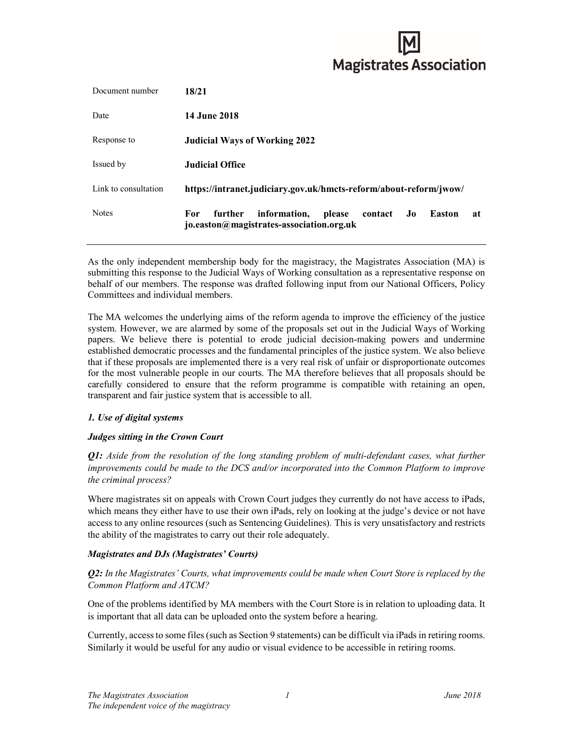Magistrates Association

| | |
|---|---|
| Document number | **18/21** |
| Date | **14 June 2018** |
| Response to | **Judicial Ways of Working 2022** |
| Issued by | **Judicial Office** |
| Link to consultation | **https://intranet.judiciary.gov.uk/hmcts-reform/about-reform/jwow/** |
| Notes | **For further information, please contact Jo Easton at jo.easton@magistrates-association.org.uk** |

As the only independent membership body for the magistracy, the Magistrates Association (MA) is submitting this response to the Judicial Ways of Working consultation as a representative response on behalf of our members. The response was drafted following input from our National Officers, Policy Committees and individual members.

The MA welcomes the underlying aims of the reform agenda to improve the efficiency of the justice system. However, we are alarmed by some of the proposals set out in the Judicial Ways of Working papers. We believe there is potential to erode judicial decision-making powers and undermine established democratic processes and the fundamental principles of the justice system. We also believe that if these proposals are implemented there is a very real risk of unfair or disproportionate outcomes for the most vulnerable people in our courts. The MA therefore believes that all proposals should be carefully considered to ensure that the reform programme is compatible with retaining an open, transparent and fair justice system that is accessible to all.

### *1. Use of digital systems*

#### *Judges sitting in the Crown Court*

***Q1:*** *Aside from the resolution of the long standing problem of multi-defendant cases, what further improvements could be made to the DCS and/or incorporated into the Common Platform to improve the criminal process?*

Where magistrates sit on appeals with Crown Court judges they currently do not have access to iPads, which means they either have to use their own iPads, rely on looking at the judge's device or not have access to any online resources (such as Sentencing Guidelines). This is very unsatisfactory and restricts the ability of the magistrates to carry out their role adequately.

#### *Magistrates and DJs (Magistrates' Courts)*

***Q2:*** *In the Magistrates' Courts, what improvements could be made when Court Store is replaced by the Common Platform and ATCM?*

One of the problems identified by MA members with the Court Store is in relation to uploading data. It is important that all data can be uploaded onto the system before a hearing.

Currently, access to some files (such as Section 9 statements) can be difficult via iPads in retiring rooms. Similarly it would be useful for any audio or visual evidence to be accessible in retiring rooms.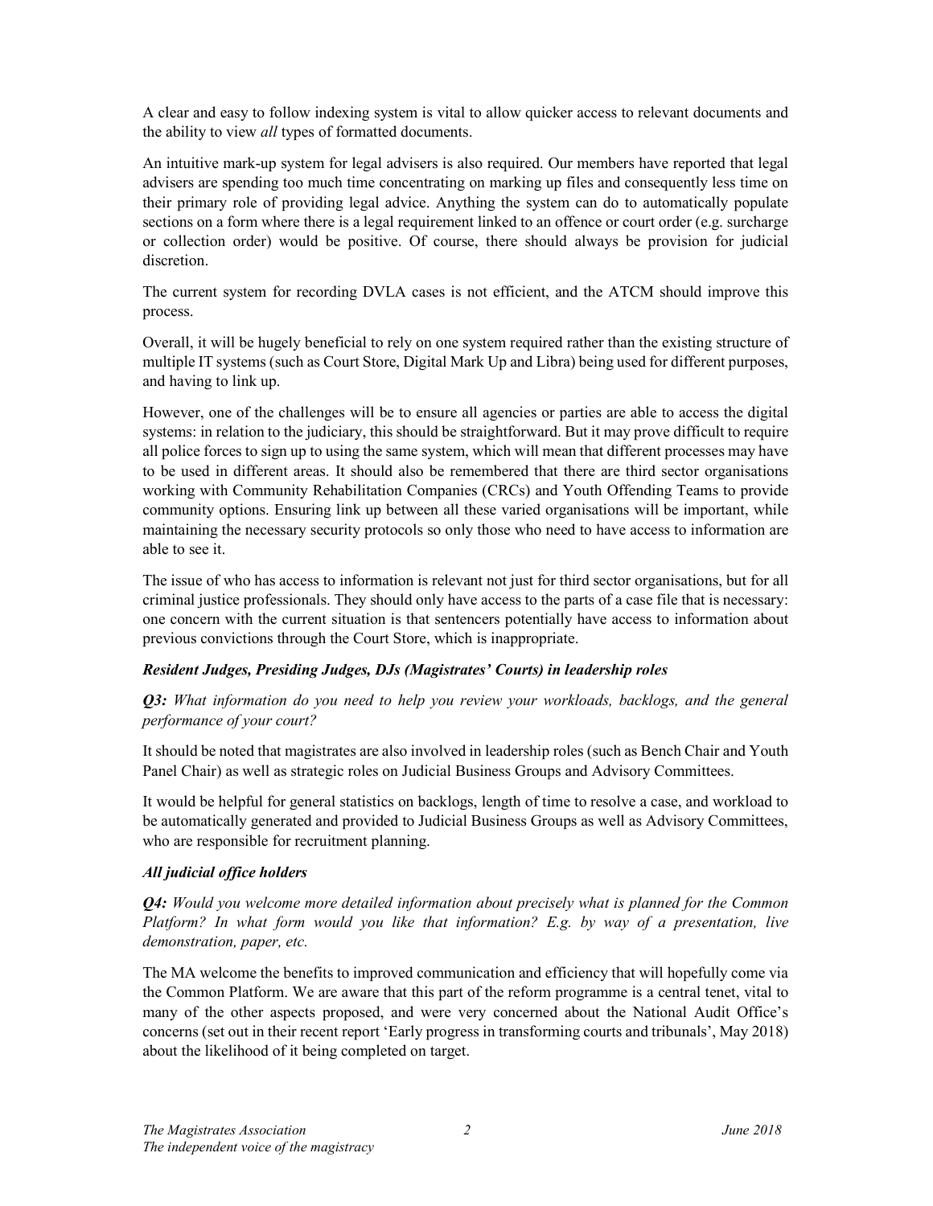A clear and easy to follow indexing system is vital to allow quicker access to relevant documents and the ability to view *all* types of formatted documents.

An intuitive mark-up system for legal advisers is also required. Our members have reported that legal advisers are spending too much time concentrating on marking up files and consequently less time on their primary role of providing legal advice. Anything the system can do to automatically populate sections on a form where there is a legal requirement linked to an offence or court order (e.g. surcharge or collection order) would be positive. Of course, there should always be provision for judicial discretion.

The current system for recording DVLA cases is not efficient, and the ATCM should improve this process.

Overall, it will be hugely beneficial to rely on one system required rather than the existing structure of multiple IT systems (such as Court Store, Digital Mark Up and Libra) being used for different purposes, and having to link up.

However, one of the challenges will be to ensure all agencies or parties are able to access the digital systems: in relation to the judiciary, this should be straightforward. But it may prove difficult to require all police forces to sign up to using the same system, which will mean that different processes may have to be used in different areas. It should also be remembered that there are third sector organisations working with Community Rehabilitation Companies (CRCs) and Youth Offending Teams to provide community options. Ensuring link up between all these varied organisations will be important, while maintaining the necessary security protocols so only those who need to have access to information are able to see it.

The issue of who has access to information is relevant not just for third sector organisations, but for all criminal justice professionals. They should only have access to the parts of a case file that is necessary: one concern with the current situation is that sentencers potentially have access to information about previous convictions through the Court Store, which is inappropriate.

***Resident Judges, Presiding Judges, DJs (Magistrates' Courts) in leadership roles***

***Q3:*** *What information do you need to help you review your workloads, backlogs, and the general performance of your court?*

It should be noted that magistrates are also involved in leadership roles (such as Bench Chair and Youth Panel Chair) as well as strategic roles on Judicial Business Groups and Advisory Committees.

It would be helpful for general statistics on backlogs, length of time to resolve a case, and workload to be automatically generated and provided to Judicial Business Groups as well as Advisory Committees, who are responsible for recruitment planning.

***All judicial office holders***

***Q4:*** *Would you welcome more detailed information about precisely what is planned for the Common Platform? In what form would you like that information? E.g. by way of a presentation, live demonstration, paper, etc.*

The MA welcome the benefits to improved communication and efficiency that will hopefully come via the Common Platform. We are aware that this part of the reform programme is a central tenet, vital to many of the other aspects proposed, and were very concerned about the National Audit Office's concerns (set out in their recent report 'Early progress in transforming courts and tribunals', May 2018) about the likelihood of it being completed on target.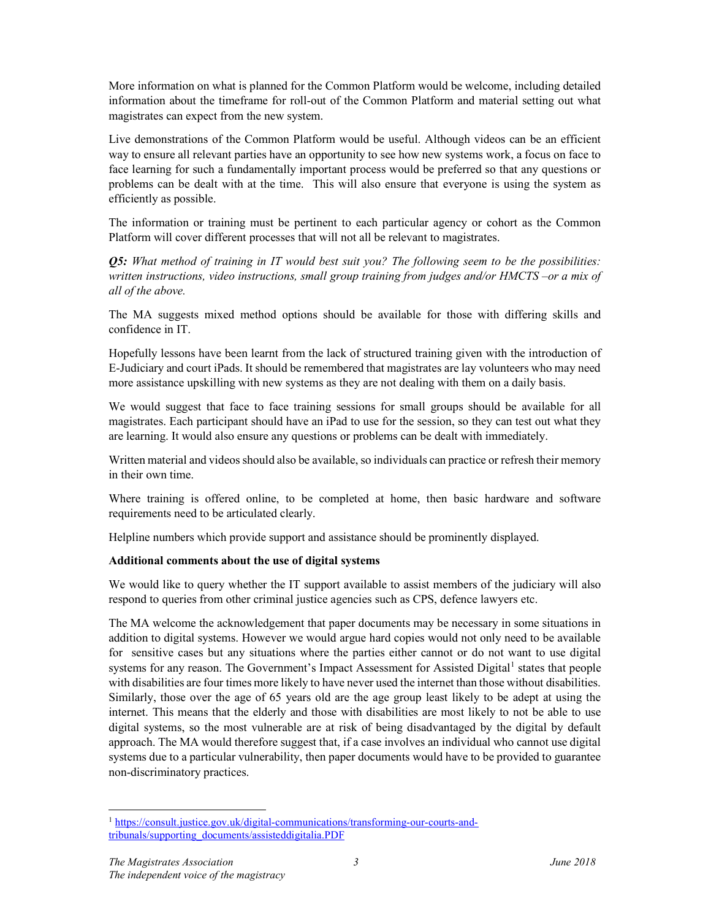More information on what is planned for the Common Platform would be welcome, including detailed information about the timeframe for roll-out of the Common Platform and material setting out what magistrates can expect from the new system.

Live demonstrations of the Common Platform would be useful. Although videos can be an efficient way to ensure all relevant parties have an opportunity to see how new systems work, a focus on face to face learning for such a fundamentally important process would be preferred so that any questions or problems can be dealt with at the time. This will also ensure that everyone is using the system as efficiently as possible.

The information or training must be pertinent to each particular agency or cohort as the Common Platform will cover different processes that will not all be relevant to magistrates.

***Q5:*** *What method of training in IT would best suit you? The following seem to be the possibilities: written instructions, video instructions, small group training from judges and/or HMCTS –or a mix of all of the above.*

The MA suggests mixed method options should be available for those with differing skills and confidence in IT.

Hopefully lessons have been learnt from the lack of structured training given with the introduction of E-Judiciary and court iPads. It should be remembered that magistrates are lay volunteers who may need more assistance upskilling with new systems as they are not dealing with them on a daily basis.

We would suggest that face to face training sessions for small groups should be available for all magistrates. Each participant should have an iPad to use for the session, so they can test out what they are learning. It would also ensure any questions or problems can be dealt with immediately.

Written material and videos should also be available, so individuals can practice or refresh their memory in their own time.

Where training is offered online, to be completed at home, then basic hardware and software requirements need to be articulated clearly.

Helpline numbers which provide support and assistance should be prominently displayed.

**Additional comments about the use of digital systems**

We would like to query whether the IT support available to assist members of the judiciary will also respond to queries from other criminal justice agencies such as CPS, defence lawyers etc.

The MA welcome the acknowledgement that paper documents may be necessary in some situations in addition to digital systems. However we would argue hard copies would not only need to be available for sensitive cases but any situations where the parties either cannot or do not want to use digital systems for any reason. The Government's Impact Assessment for Assisted Digital[1] states that people with disabilities are four times more likely to have never used the internet than those without disabilities. Similarly, those over the age of 65 years old are the age group least likely to be adept at using the internet. This means that the elderly and those with disabilities are most likely to not be able to use digital systems, so the most vulnerable are at risk of being disadvantaged by the digital by default approach. The MA would therefore suggest that, if a case involves an individual who cannot use digital systems due to a particular vulnerability, then paper documents would have to be provided to guarantee non-discriminatory practices.

---

[1] https://consult.justice.gov.uk/digital-communications/transforming-our-courts-and-tribunals/supporting_documents/assisteddigitalia.PDF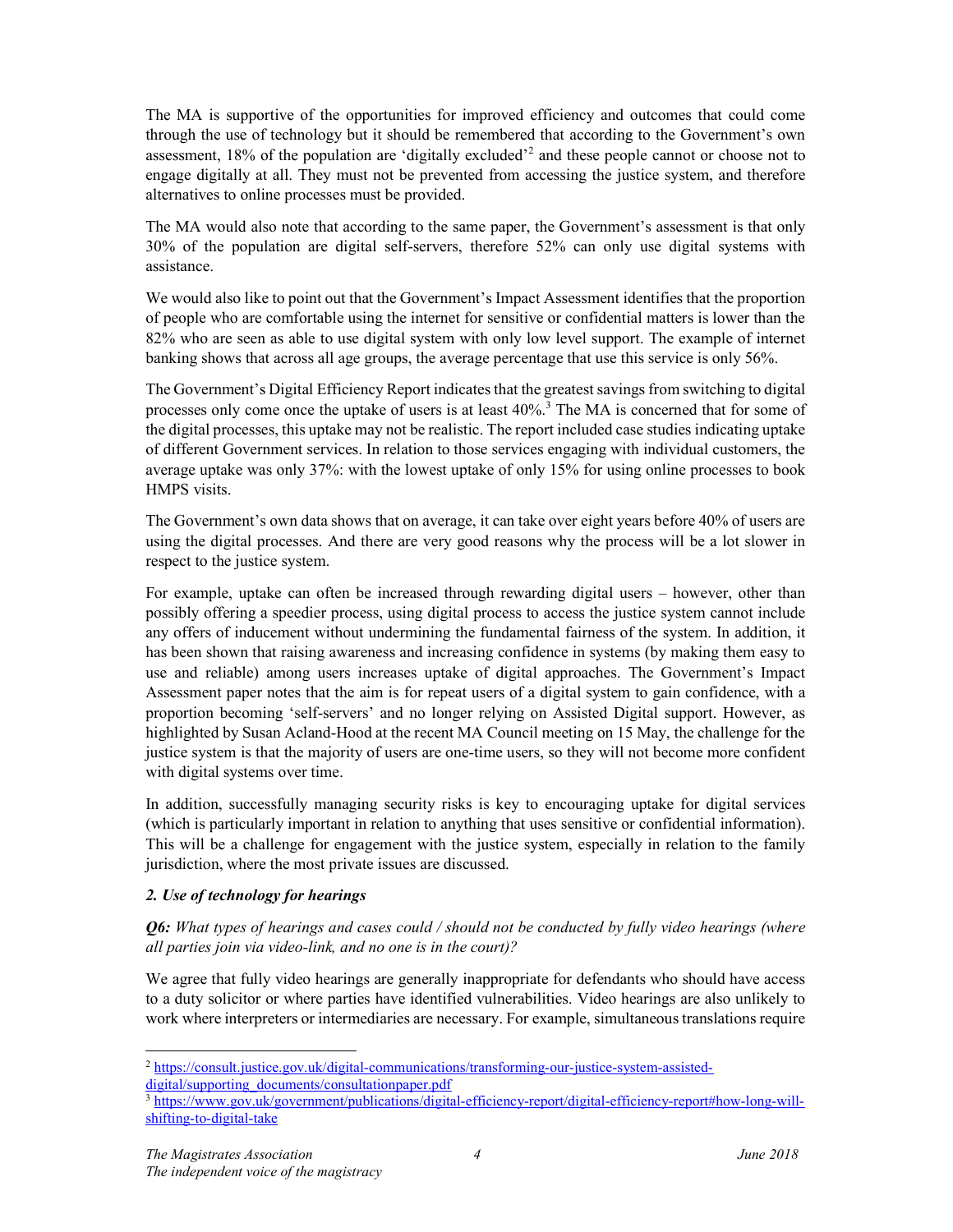The MA is supportive of the opportunities for improved efficiency and outcomes that could come through the use of technology but it should be remembered that according to the Government's own assessment, 18% of the population are 'digitally excluded'[2] and these people cannot or choose not to engage digitally at all. They must not be prevented from accessing the justice system, and therefore alternatives to online processes must be provided.

The MA would also note that according to the same paper, the Government's assessment is that only 30% of the population are digital self-servers, therefore 52% can only use digital systems with assistance.

We would also like to point out that the Government's Impact Assessment identifies that the proportion of people who are comfortable using the internet for sensitive or confidential matters is lower than the 82% who are seen as able to use digital system with only low level support. The example of internet banking shows that across all age groups, the average percentage that use this service is only 56%.

The Government's Digital Efficiency Report indicates that the greatest savings from switching to digital processes only come once the uptake of users is at least 40%.[3] The MA is concerned that for some of the digital processes, this uptake may not be realistic. The report included case studies indicating uptake of different Government services. In relation to those services engaging with individual customers, the average uptake was only 37%: with the lowest uptake of only 15% for using online processes to book HMPS visits.

The Government's own data shows that on average, it can take over eight years before 40% of users are using the digital processes. And there are very good reasons why the process will be a lot slower in respect to the justice system.

For example, uptake can often be increased through rewarding digital users – however, other than possibly offering a speedier process, using digital process to access the justice system cannot include any offers of inducement without undermining the fundamental fairness of the system. In addition, it has been shown that raising awareness and increasing confidence in systems (by making them easy to use and reliable) among users increases uptake of digital approaches. The Government's Impact Assessment paper notes that the aim is for repeat users of a digital system to gain confidence, with a proportion becoming 'self-servers' and no longer relying on Assisted Digital support. However, as highlighted by Susan Acland-Hood at the recent MA Council meeting on 15 May, the challenge for the justice system is that the majority of users are one-time users, so they will not become more confident with digital systems over time.

In addition, successfully managing security risks is key to encouraging uptake for digital services (which is particularly important in relation to anything that uses sensitive or confidential information). This will be a challenge for engagement with the justice system, especially in relation to the family jurisdiction, where the most private issues are discussed.

### *2. Use of technology for hearings*

***Q6:*** *What types of hearings and cases could / should not be conducted by fully video hearings (where all parties join via video-link, and no one is in the court)?*

We agree that fully video hearings are generally inappropriate for defendants who should have access to a duty solicitor or where parties have identified vulnerabilities. Video hearings are also unlikely to work where interpreters or intermediaries are necessary. For example, simultaneous translations require

---

[2] https://consult.justice.gov.uk/digital-communications/transforming-our-justice-system-assisted-digital/supporting_documents/consultationpaper.pdf

[3] https://www.gov.uk/government/publications/digital-efficiency-report/digital-efficiency-report#how-long-will-shifting-to-digital-take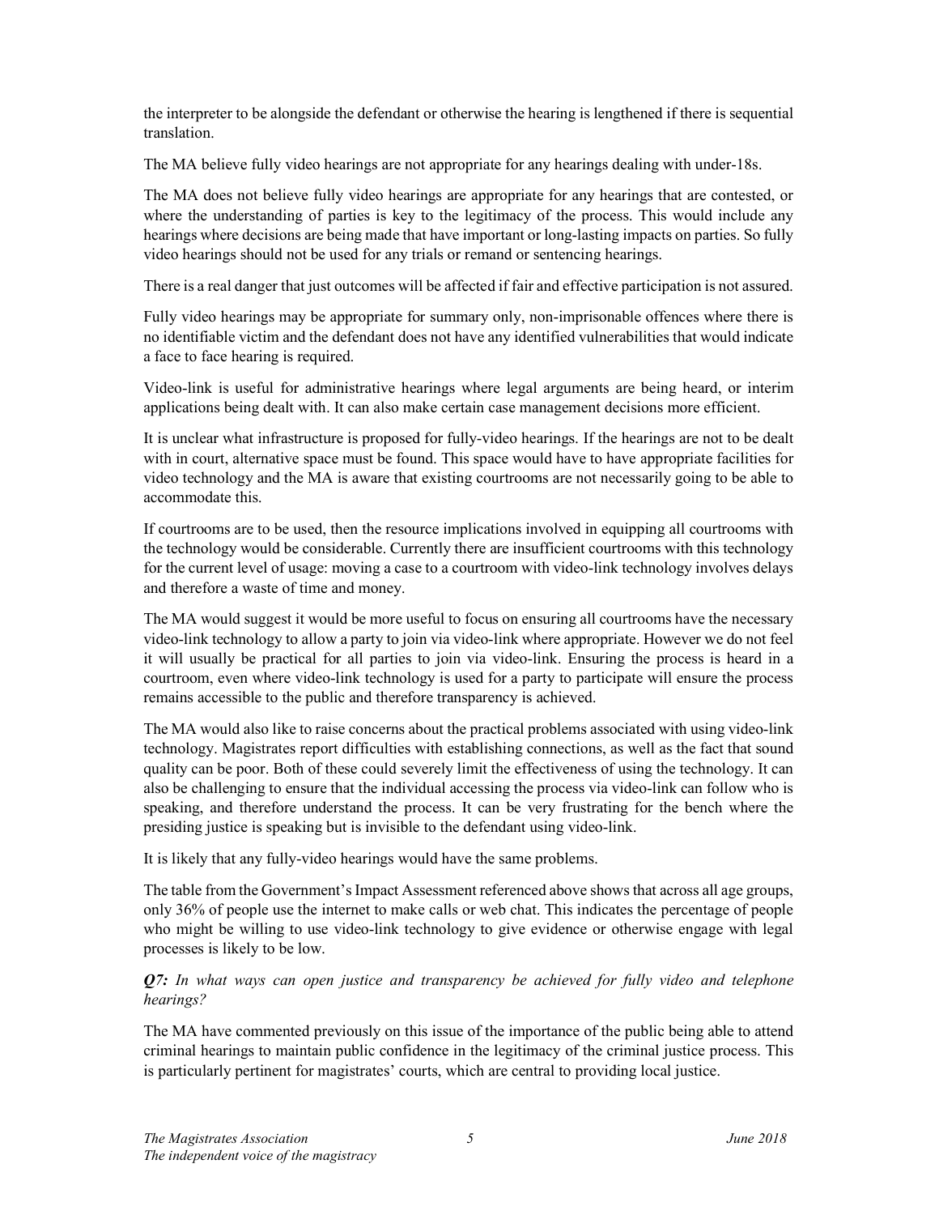the interpreter to be alongside the defendant or otherwise the hearing is lengthened if there is sequential translation.

The MA believe fully video hearings are not appropriate for any hearings dealing with under-18s.

The MA does not believe fully video hearings are appropriate for any hearings that are contested, or where the understanding of parties is key to the legitimacy of the process. This would include any hearings where decisions are being made that have important or long-lasting impacts on parties. So fully video hearings should not be used for any trials or remand or sentencing hearings.

There is a real danger that just outcomes will be affected if fair and effective participation is not assured.

Fully video hearings may be appropriate for summary only, non-imprisonable offences where there is no identifiable victim and the defendant does not have any identified vulnerabilities that would indicate a face to face hearing is required.

Video-link is useful for administrative hearings where legal arguments are being heard, or interim applications being dealt with. It can also make certain case management decisions more efficient.

It is unclear what infrastructure is proposed for fully-video hearings. If the hearings are not to be dealt with in court, alternative space must be found. This space would have to have appropriate facilities for video technology and the MA is aware that existing courtrooms are not necessarily going to be able to accommodate this.

If courtrooms are to be used, then the resource implications involved in equipping all courtrooms with the technology would be considerable. Currently there are insufficient courtrooms with this technology for the current level of usage: moving a case to a courtroom with video-link technology involves delays and therefore a waste of time and money.

The MA would suggest it would be more useful to focus on ensuring all courtrooms have the necessary video-link technology to allow a party to join via video-link where appropriate. However we do not feel it will usually be practical for all parties to join via video-link. Ensuring the process is heard in a courtroom, even where video-link technology is used for a party to participate will ensure the process remains accessible to the public and therefore transparency is achieved.

The MA would also like to raise concerns about the practical problems associated with using video-link technology. Magistrates report difficulties with establishing connections, as well as the fact that sound quality can be poor. Both of these could severely limit the effectiveness of using the technology. It can also be challenging to ensure that the individual accessing the process via video-link can follow who is speaking, and therefore understand the process. It can be very frustrating for the bench where the presiding justice is speaking but is invisible to the defendant using video-link.

It is likely that any fully-video hearings would have the same problems.

The table from the Government's Impact Assessment referenced above shows that across all age groups, only 36% of people use the internet to make calls or web chat. This indicates the percentage of people who might be willing to use video-link technology to give evidence or otherwise engage with legal processes is likely to be low.

***Q7:*** *In what ways can open justice and transparency be achieved for fully video and telephone hearings?*

The MA have commented previously on this issue of the importance of the public being able to attend criminal hearings to maintain public confidence in the legitimacy of the criminal justice process. This is particularly pertinent for magistrates' courts, which are central to providing local justice.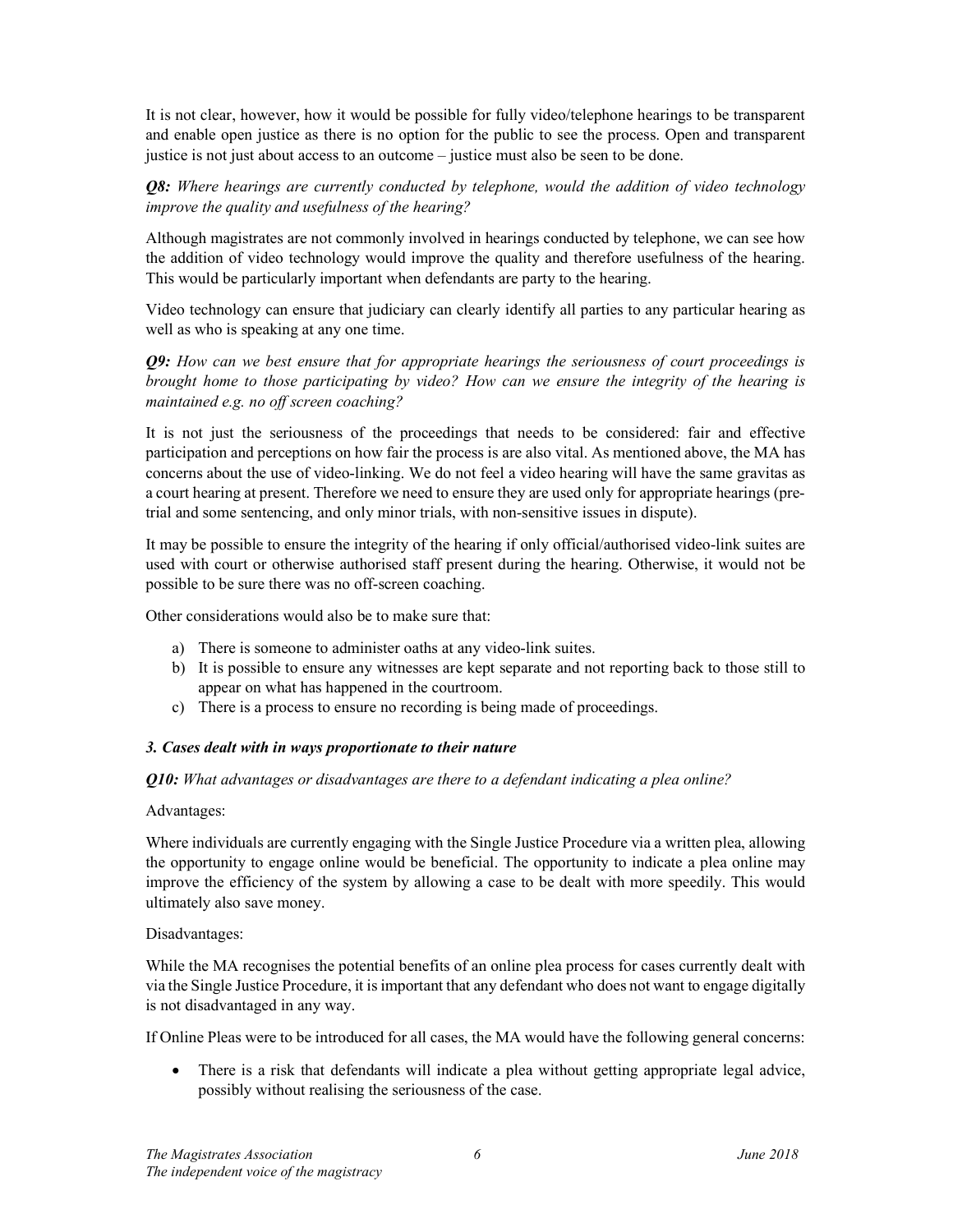It is not clear, however, how it would be possible for fully video/telephone hearings to be transparent and enable open justice as there is no option for the public to see the process. Open and transparent justice is not just about access to an outcome – justice must also be seen to be done.

***Q8:*** *Where hearings are currently conducted by telephone, would the addition of video technology improve the quality and usefulness of the hearing?*

Although magistrates are not commonly involved in hearings conducted by telephone, we can see how the addition of video technology would improve the quality and therefore usefulness of the hearing. This would be particularly important when defendants are party to the hearing.

Video technology can ensure that judiciary can clearly identify all parties to any particular hearing as well as who is speaking at any one time.

***Q9:*** *How can we best ensure that for appropriate hearings the seriousness of court proceedings is brought home to those participating by video? How can we ensure the integrity of the hearing is maintained e.g. no off screen coaching?*

It is not just the seriousness of the proceedings that needs to be considered: fair and effective participation and perceptions on how fair the process is are also vital. As mentioned above, the MA has concerns about the use of video-linking. We do not feel a video hearing will have the same gravitas as a court hearing at present. Therefore we need to ensure they are used only for appropriate hearings (pre-trial and some sentencing, and only minor trials, with non-sensitive issues in dispute).

It may be possible to ensure the integrity of the hearing if only official/authorised video-link suites are used with court or otherwise authorised staff present during the hearing. Otherwise, it would not be possible to be sure there was no off-screen coaching.

Other considerations would also be to make sure that:

a) There is someone to administer oaths at any video-link suites.
b) It is possible to ensure any witnesses are kept separate and not reporting back to those still to appear on what has happened in the courtroom.
c) There is a process to ensure no recording is being made of proceedings.

### *3. Cases dealt with in ways proportionate to their nature*

***Q10:*** *What advantages or disadvantages are there to a defendant indicating a plea online?*

Advantages:

Where individuals are currently engaging with the Single Justice Procedure via a written plea, allowing the opportunity to engage online would be beneficial. The opportunity to indicate a plea online may improve the efficiency of the system by allowing a case to be dealt with more speedily. This would ultimately also save money.

Disadvantages:

While the MA recognises the potential benefits of an online plea process for cases currently dealt with via the Single Justice Procedure, it is important that any defendant who does not want to engage digitally is not disadvantaged in any way.

If Online Pleas were to be introduced for all cases, the MA would have the following general concerns:

- There is a risk that defendants will indicate a plea without getting appropriate legal advice, possibly without realising the seriousness of the case.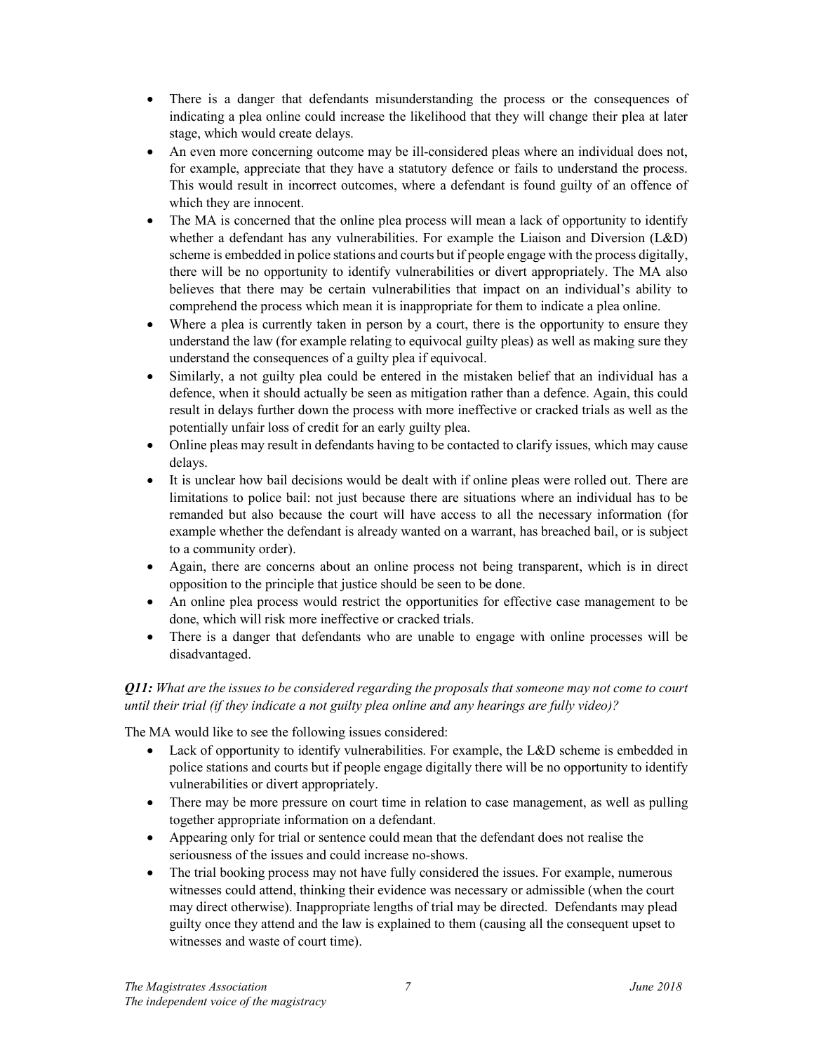- There is a danger that defendants misunderstanding the process or the consequences of indicating a plea online could increase the likelihood that they will change their plea at later stage, which would create delays.
- An even more concerning outcome may be ill-considered pleas where an individual does not, for example, appreciate that they have a statutory defence or fails to understand the process. This would result in incorrect outcomes, where a defendant is found guilty of an offence of which they are innocent.
- The MA is concerned that the online plea process will mean a lack of opportunity to identify whether a defendant has any vulnerabilities. For example the Liaison and Diversion (L&D) scheme is embedded in police stations and courts but if people engage with the process digitally, there will be no opportunity to identify vulnerabilities or divert appropriately. The MA also believes that there may be certain vulnerabilities that impact on an individual's ability to comprehend the process which mean it is inappropriate for them to indicate a plea online.
- Where a plea is currently taken in person by a court, there is the opportunity to ensure they understand the law (for example relating to equivocal guilty pleas) as well as making sure they understand the consequences of a guilty plea if equivocal.
- Similarly, a not guilty plea could be entered in the mistaken belief that an individual has a defence, when it should actually be seen as mitigation rather than a defence. Again, this could result in delays further down the process with more ineffective or cracked trials as well as the potentially unfair loss of credit for an early guilty plea.
- Online pleas may result in defendants having to be contacted to clarify issues, which may cause delays.
- It is unclear how bail decisions would be dealt with if online pleas were rolled out. There are limitations to police bail: not just because there are situations where an individual has to be remanded but also because the court will have access to all the necessary information (for example whether the defendant is already wanted on a warrant, has breached bail, or is subject to a community order).
- Again, there are concerns about an online process not being transparent, which is in direct opposition to the principle that justice should be seen to be done.
- An online plea process would restrict the opportunities for effective case management to be done, which will risk more ineffective or cracked trials.
- There is a danger that defendants who are unable to engage with online processes will be disadvantaged.

***Q11:*** *What are the issues to be considered regarding the proposals that someone may not come to court until their trial (if they indicate a not guilty plea online and any hearings are fully video)?*

The MA would like to see the following issues considered:

- Lack of opportunity to identify vulnerabilities. For example, the L&D scheme is embedded in police stations and courts but if people engage digitally there will be no opportunity to identify vulnerabilities or divert appropriately.
- There may be more pressure on court time in relation to case management, as well as pulling together appropriate information on a defendant.
- Appearing only for trial or sentence could mean that the defendant does not realise the seriousness of the issues and could increase no-shows.
- The trial booking process may not have fully considered the issues. For example, numerous witnesses could attend, thinking their evidence was necessary or admissible (when the court may direct otherwise). Inappropriate lengths of trial may be directed. Defendants may plead guilty once they attend and the law is explained to them (causing all the consequent upset to witnesses and waste of court time).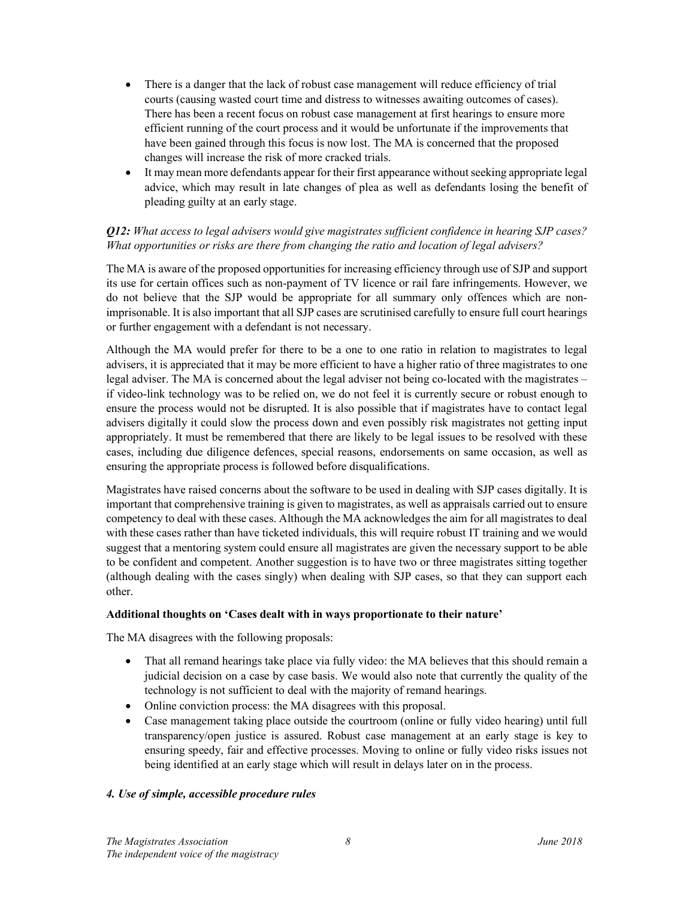- There is a danger that the lack of robust case management will reduce efficiency of trial courts (causing wasted court time and distress to witnesses awaiting outcomes of cases). There has been a recent focus on robust case management at first hearings to ensure more efficient running of the court process and it would be unfortunate if the improvements that have been gained through this focus is now lost. The MA is concerned that the proposed changes will increase the risk of more cracked trials.
- It may mean more defendants appear for their first appearance without seeking appropriate legal advice, which may result in late changes of plea as well as defendants losing the benefit of pleading guilty at an early stage.

***Q12:*** *What access to legal advisers would give magistrates sufficient confidence in hearing SJP cases? What opportunities or risks are there from changing the ratio and location of legal advisers?*

The MA is aware of the proposed opportunities for increasing efficiency through use of SJP and support its use for certain offices such as non-payment of TV licence or rail fare infringements. However, we do not believe that the SJP would be appropriate for all summary only offences which are non-imprisonable. It is also important that all SJP cases are scrutinised carefully to ensure full court hearings or further engagement with a defendant is not necessary.

Although the MA would prefer for there to be a one to one ratio in relation to magistrates to legal advisers, it is appreciated that it may be more efficient to have a higher ratio of three magistrates to one legal adviser. The MA is concerned about the legal adviser not being co-located with the magistrates – if video-link technology was to be relied on, we do not feel it is currently secure or robust enough to ensure the process would not be disrupted. It is also possible that if magistrates have to contact legal advisers digitally it could slow the process down and even possibly risk magistrates not getting input appropriately. It must be remembered that there are likely to be legal issues to be resolved with these cases, including due diligence defences, special reasons, endorsements on same occasion, as well as ensuring the appropriate process is followed before disqualifications.

Magistrates have raised concerns about the software to be used in dealing with SJP cases digitally. It is important that comprehensive training is given to magistrates, as well as appraisals carried out to ensure competency to deal with these cases. Although the MA acknowledges the aim for all magistrates to deal with these cases rather than have ticketed individuals, this will require robust IT training and we would suggest that a mentoring system could ensure all magistrates are given the necessary support to be able to be confident and competent. Another suggestion is to have two or three magistrates sitting together (although dealing with the cases singly) when dealing with SJP cases, so that they can support each other.

**Additional thoughts on 'Cases dealt with in ways proportionate to their nature'**

The MA disagrees with the following proposals:

- That all remand hearings take place via fully video: the MA believes that this should remain a judicial decision on a case by case basis. We would also note that currently the quality of the technology is not sufficient to deal with the majority of remand hearings.
- Online conviction process: the MA disagrees with this proposal.
- Case management taking place outside the courtroom (online or fully video hearing) until full transparency/open justice is assured. Robust case management at an early stage is key to ensuring speedy, fair and effective processes. Moving to online or fully video risks issues not being identified at an early stage which will result in delays later on in the process.

***4. Use of simple, accessible procedure rules***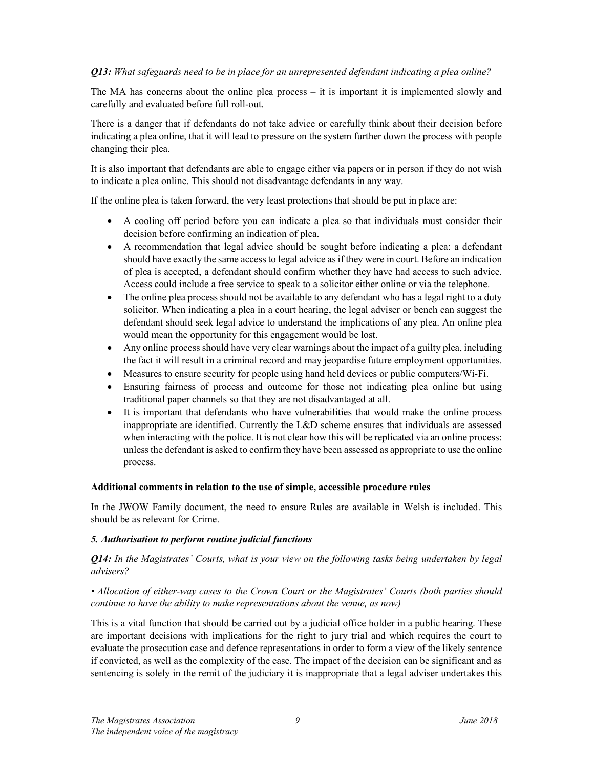*Q13: What safeguards need to be in place for an unrepresented defendant indicating a plea online?*

The MA has concerns about the online plea process – it is important it is implemented slowly and carefully and evaluated before full roll-out.

There is a danger that if defendants do not take advice or carefully think about their decision before indicating a plea online, that it will lead to pressure on the system further down the process with people changing their plea.

It is also important that defendants are able to engage either via papers or in person if they do not wish to indicate a plea online. This should not disadvantage defendants in any way.

If the online plea is taken forward, the very least protections that should be put in place are:

- A cooling off period before you can indicate a plea so that individuals must consider their decision before confirming an indication of plea.
- A recommendation that legal advice should be sought before indicating a plea: a defendant should have exactly the same access to legal advice as if they were in court. Before an indication of plea is accepted, a defendant should confirm whether they have had access to such advice. Access could include a free service to speak to a solicitor either online or via the telephone.
- The online plea process should not be available to any defendant who has a legal right to a duty solicitor. When indicating a plea in a court hearing, the legal adviser or bench can suggest the defendant should seek legal advice to understand the implications of any plea. An online plea would mean the opportunity for this engagement would be lost.
- Any online process should have very clear warnings about the impact of a guilty plea, including the fact it will result in a criminal record and may jeopardise future employment opportunities.
- Measures to ensure security for people using hand held devices or public computers/Wi-Fi.
- Ensuring fairness of process and outcome for those not indicating plea online but using traditional paper channels so that they are not disadvantaged at all.
- It is important that defendants who have vulnerabilities that would make the online process inappropriate are identified. Currently the L&D scheme ensures that individuals are assessed when interacting with the police. It is not clear how this will be replicated via an online process: unless the defendant is asked to confirm they have been assessed as appropriate to use the online process.

**Additional comments in relation to the use of simple, accessible procedure rules**

In the JWOW Family document, the need to ensure Rules are available in Welsh is included. This should be as relevant for Crime.

***5. Authorisation to perform routine judicial functions***

*Q14: In the Magistrates' Courts, what is your view on the following tasks being undertaken by legal advisers?*

*• Allocation of either-way cases to the Crown Court or the Magistrates' Courts (both parties should continue to have the ability to make representations about the venue, as now)*

This is a vital function that should be carried out by a judicial office holder in a public hearing. These are important decisions with implications for the right to jury trial and which requires the court to evaluate the prosecution case and defence representations in order to form a view of the likely sentence if convicted, as well as the complexity of the case. The impact of the decision can be significant and as sentencing is solely in the remit of the judiciary it is inappropriate that a legal adviser undertakes this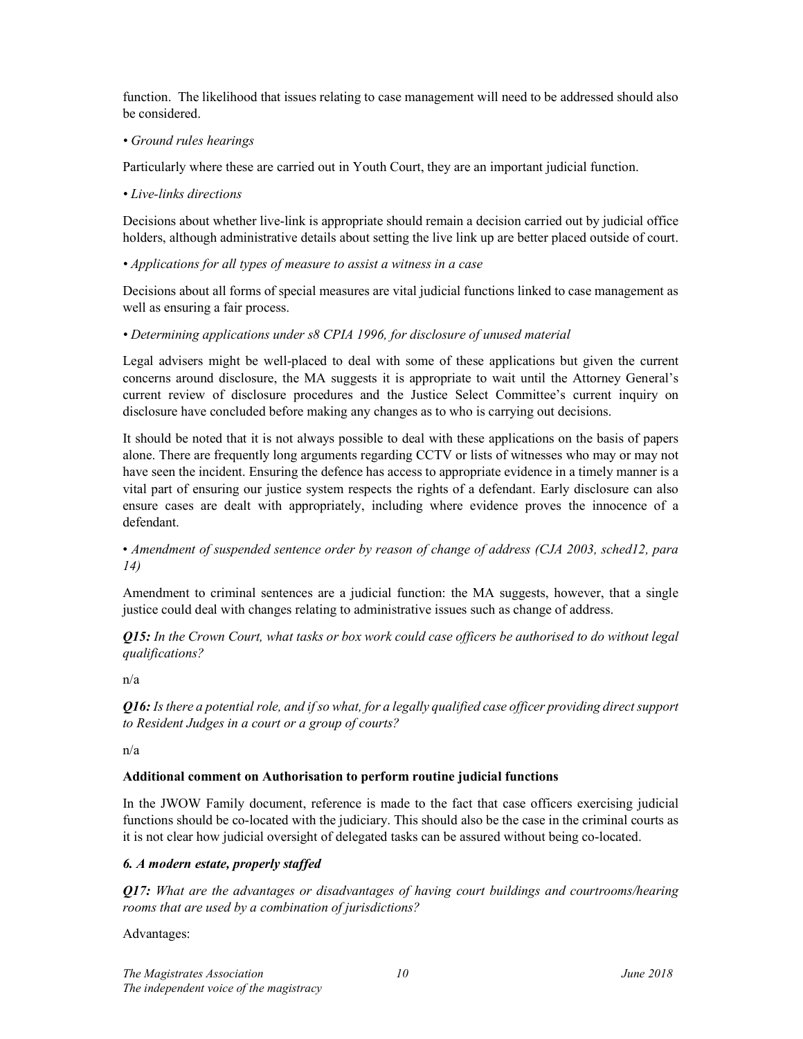function. The likelihood that issues relating to case management will need to be addressed should also be considered.

*• Ground rules hearings*

Particularly where these are carried out in Youth Court, they are an important judicial function.

*• Live-links directions*

Decisions about whether live-link is appropriate should remain a decision carried out by judicial office holders, although administrative details about setting the live link up are better placed outside of court.

*• Applications for all types of measure to assist a witness in a case*

Decisions about all forms of special measures are vital judicial functions linked to case management as well as ensuring a fair process.

*• Determining applications under s8 CPIA 1996, for disclosure of unused material*

Legal advisers might be well-placed to deal with some of these applications but given the current concerns around disclosure, the MA suggests it is appropriate to wait until the Attorney General's current review of disclosure procedures and the Justice Select Committee's current inquiry on disclosure have concluded before making any changes as to who is carrying out decisions.

It should be noted that it is not always possible to deal with these applications on the basis of papers alone. There are frequently long arguments regarding CCTV or lists of witnesses who may or may not have seen the incident. Ensuring the defence has access to appropriate evidence in a timely manner is a vital part of ensuring our justice system respects the rights of a defendant. Early disclosure can also ensure cases are dealt with appropriately, including where evidence proves the innocence of a defendant.

*• Amendment of suspended sentence order by reason of change of address (CJA 2003, sched12, para 14)*

Amendment to criminal sentences are a judicial function: the MA suggests, however, that a single justice could deal with changes relating to administrative issues such as change of address.

***Q15:** In the Crown Court, what tasks or box work could case officers be authorised to do without legal qualifications?*

n/a

***Q16:** Is there a potential role, and if so what, for a legally qualified case officer providing direct support to Resident Judges in a court or a group of courts?*

n/a

**Additional comment on Authorisation to perform routine judicial functions**

In the JWOW Family document, reference is made to the fact that case officers exercising judicial functions should be co-located with the judiciary. This should also be the case in the criminal courts as it is not clear how judicial oversight of delegated tasks can be assured without being co-located.

***6. A modern estate, properly staffed***

***Q17:** What are the advantages or disadvantages of having court buildings and courtrooms/hearing rooms that are used by a combination of jurisdictions?*

Advantages: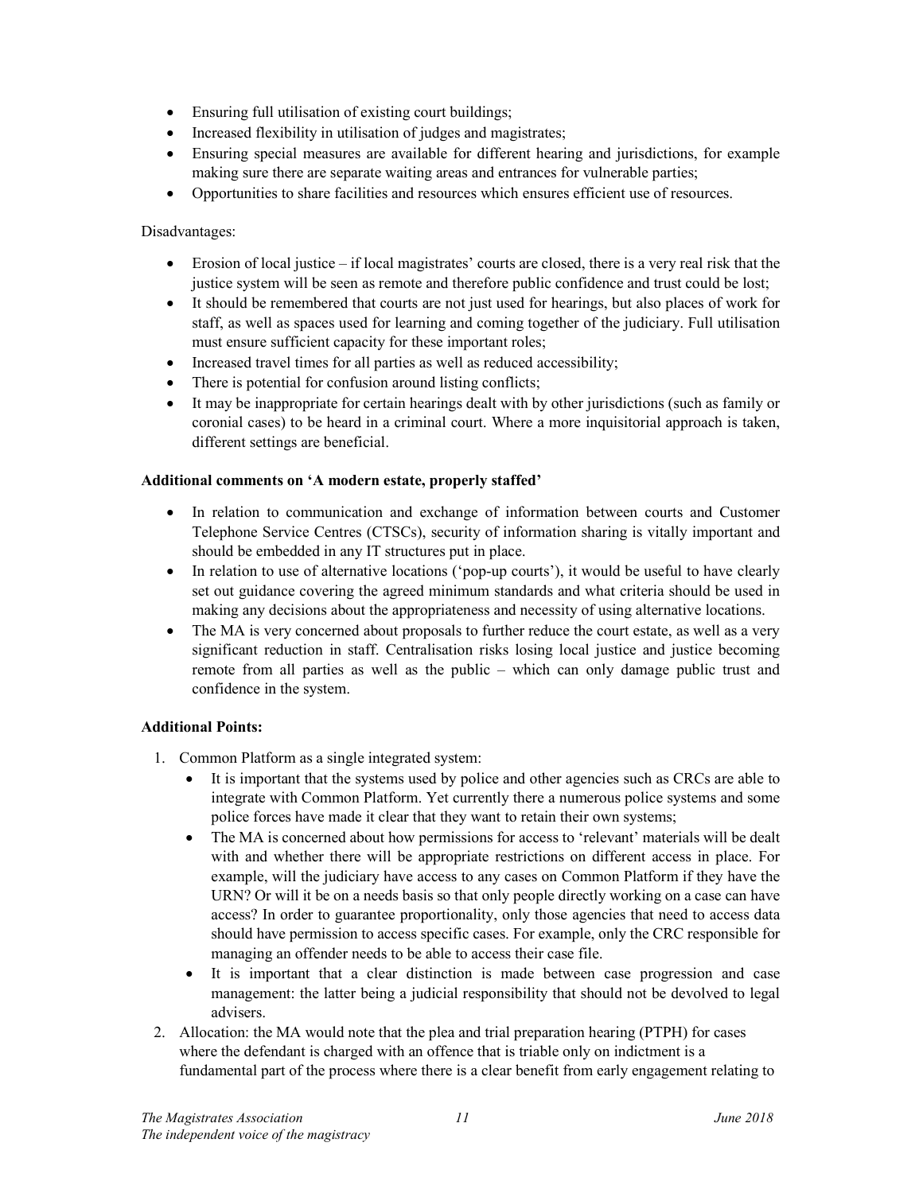- Ensuring full utilisation of existing court buildings;
- Increased flexibility in utilisation of judges and magistrates;
- Ensuring special measures are available for different hearing and jurisdictions, for example making sure there are separate waiting areas and entrances for vulnerable parties;
- Opportunities to share facilities and resources which ensures efficient use of resources.

Disadvantages:

- Erosion of local justice – if local magistrates' courts are closed, there is a very real risk that the justice system will be seen as remote and therefore public confidence and trust could be lost;
- It should be remembered that courts are not just used for hearings, but also places of work for staff, as well as spaces used for learning and coming together of the judiciary. Full utilisation must ensure sufficient capacity for these important roles;
- Increased travel times for all parties as well as reduced accessibility;
- There is potential for confusion around listing conflicts;
- It may be inappropriate for certain hearings dealt with by other jurisdictions (such as family or coronial cases) to be heard in a criminal court. Where a more inquisitorial approach is taken, different settings are beneficial.

**Additional comments on 'A modern estate, properly staffed'**

- In relation to communication and exchange of information between courts and Customer Telephone Service Centres (CTSCs), security of information sharing is vitally important and should be embedded in any IT structures put in place.
- In relation to use of alternative locations ('pop-up courts'), it would be useful to have clearly set out guidance covering the agreed minimum standards and what criteria should be used in making any decisions about the appropriateness and necessity of using alternative locations.
- The MA is very concerned about proposals to further reduce the court estate, as well as a very significant reduction in staff. Centralisation risks losing local justice and justice becoming remote from all parties as well as the public – which can only damage public trust and confidence in the system.

**Additional Points:**

1. Common Platform as a single integrated system:
    - It is important that the systems used by police and other agencies such as CRCs are able to integrate with Common Platform. Yet currently there a numerous police systems and some police forces have made it clear that they want to retain their own systems;
    - The MA is concerned about how permissions for access to 'relevant' materials will be dealt with and whether there will be appropriate restrictions on different access in place. For example, will the judiciary have access to any cases on Common Platform if they have the URN? Or will it be on a needs basis so that only people directly working on a case can have access? In order to guarantee proportionality, only those agencies that need to access data should have permission to access specific cases. For example, only the CRC responsible for managing an offender needs to be able to access their case file.
    - It is important that a clear distinction is made between case progression and case management: the latter being a judicial responsibility that should not be devolved to legal advisers.
2. Allocation: the MA would note that the plea and trial preparation hearing (PTPH) for cases where the defendant is charged with an offence that is triable only on indictment is a fundamental part of the process where there is a clear benefit from early engagement relating to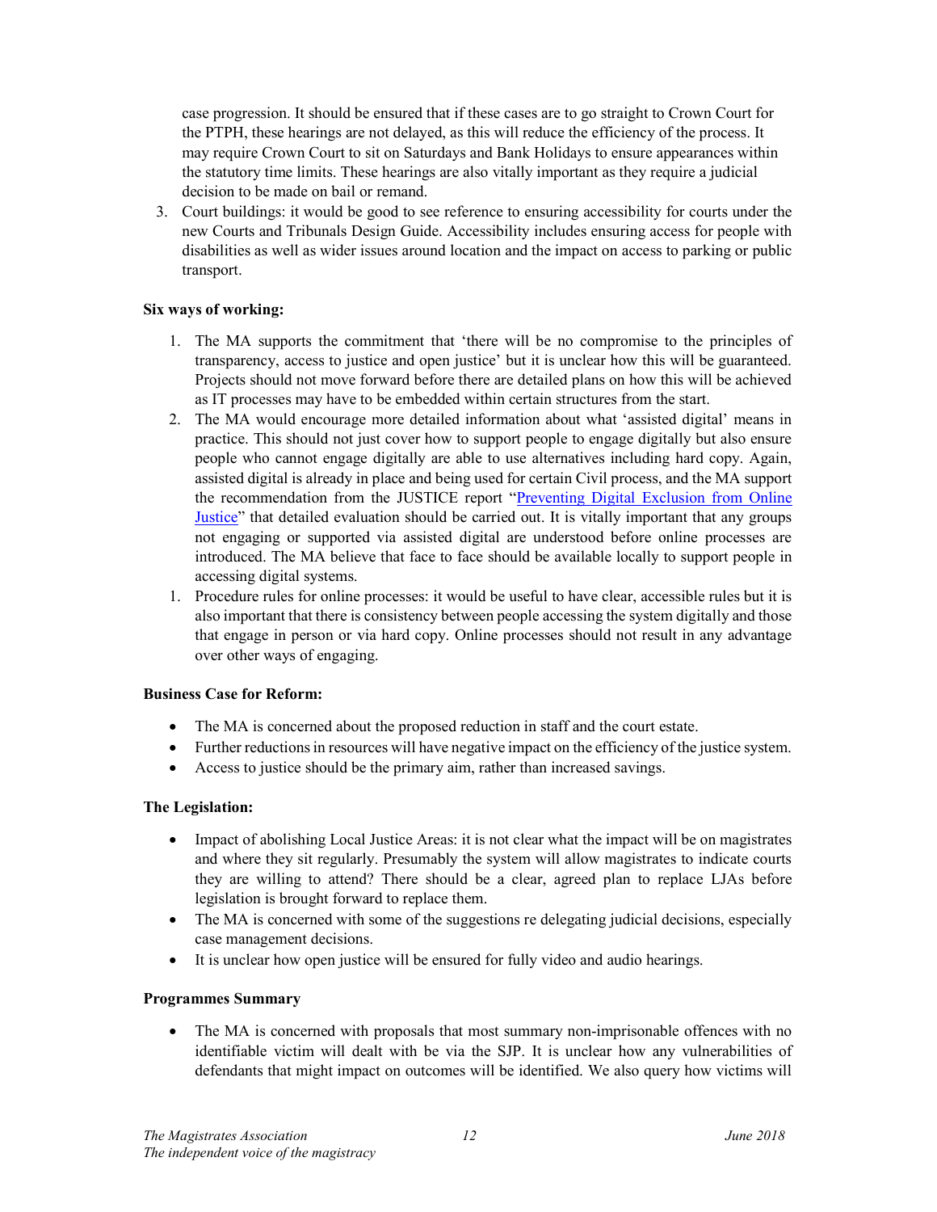case progression. It should be ensured that if these cases are to go straight to Crown Court for the PTPH, these hearings are not delayed, as this will reduce the efficiency of the process. It may require Crown Court to sit on Saturdays and Bank Holidays to ensure appearances within the statutory time limits. These hearings are also vitally important as they require a judicial decision to be made on bail or remand.

3. Court buildings: it would be good to see reference to ensuring accessibility for courts under the new Courts and Tribunals Design Guide. Accessibility includes ensuring access for people with disabilities as well as wider issues around location and the impact on access to parking or public transport.

**Six ways of working:**

1. The MA supports the commitment that 'there will be no compromise to the principles of transparency, access to justice and open justice' but it is unclear how this will be guaranteed. Projects should not move forward before there are detailed plans on how this will be achieved as IT processes may have to be embedded within certain structures from the start.
2. The MA would encourage more detailed information about what 'assisted digital' means in practice. This should not just cover how to support people to engage digitally but also ensure people who cannot engage digitally are able to use alternatives including hard copy. Again, assisted digital is already in place and being used for certain Civil process, and the MA support the recommendation from the JUSTICE report "Preventing Digital Exclusion from Online Justice" that detailed evaluation should be carried out. It is vitally important that any groups not engaging or supported via assisted digital are understood before online processes are introduced. The MA believe that face to face should be available locally to support people in accessing digital systems.

1. Procedure rules for online processes: it would be useful to have clear, accessible rules but it is also important that there is consistency between people accessing the system digitally and those that engage in person or via hard copy. Online processes should not result in any advantage over other ways of engaging.

**Business Case for Reform:**

- The MA is concerned about the proposed reduction in staff and the court estate.
- Further reductions in resources will have negative impact on the efficiency of the justice system.
- Access to justice should be the primary aim, rather than increased savings.

**The Legislation:**

- Impact of abolishing Local Justice Areas: it is not clear what the impact will be on magistrates and where they sit regularly. Presumably the system will allow magistrates to indicate courts they are willing to attend? There should be a clear, agreed plan to replace LJAs before legislation is brought forward to replace them.
- The MA is concerned with some of the suggestions re delegating judicial decisions, especially case management decisions.
- It is unclear how open justice will be ensured for fully video and audio hearings.

**Programmes Summary**

- The MA is concerned with proposals that most summary non-imprisonable offences with no identifiable victim will dealt with be via the SJP. It is unclear how any vulnerabilities of defendants that might impact on outcomes will be identified. We also query how victims will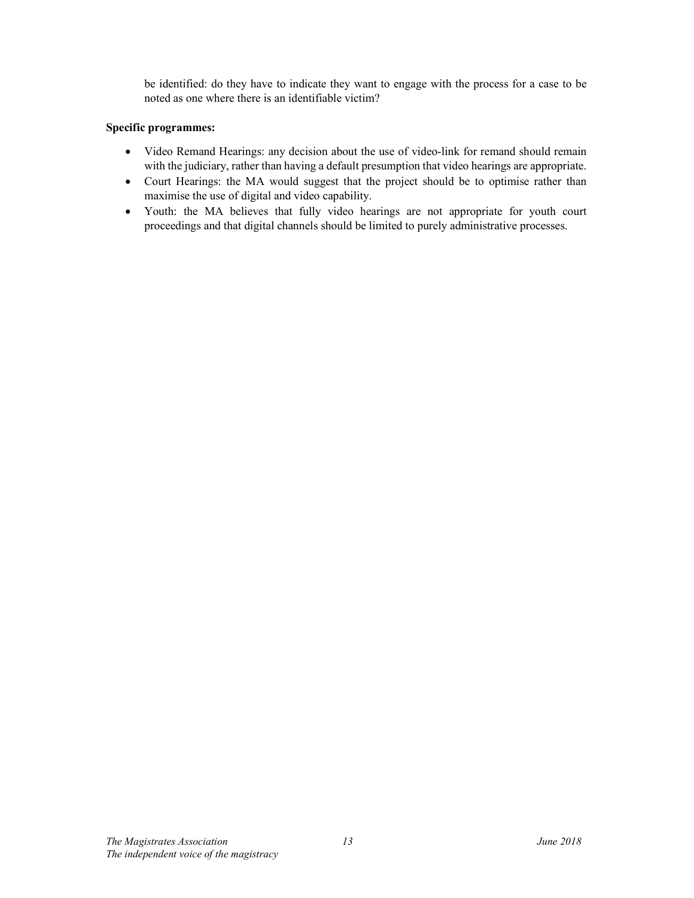be identified: do they have to indicate they want to engage with the process for a case to be noted as one where there is an identifiable victim?

**Specific programmes:**

- Video Remand Hearings: any decision about the use of video-link for remand should remain with the judiciary, rather than having a default presumption that video hearings are appropriate.
- Court Hearings: the MA would suggest that the project should be to optimise rather than maximise the use of digital and video capability.
- Youth: the MA believes that fully video hearings are not appropriate for youth court proceedings and that digital channels should be limited to purely administrative processes.